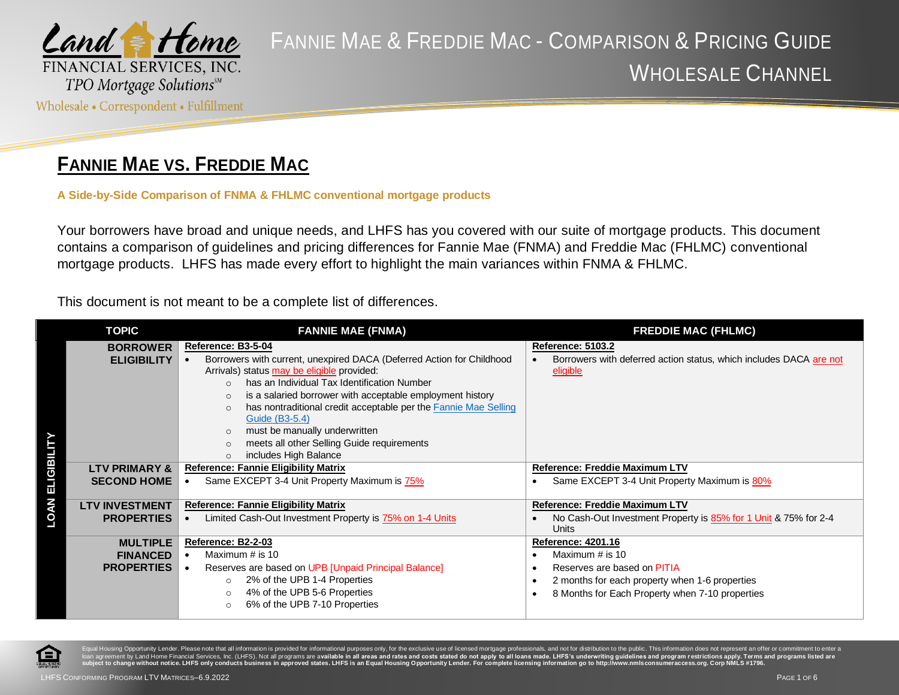# FANNIE MAE & FREDDIE MAC - COMPARISON & PRICING GUIDE

## WHOLESALE CHANNEL

## FANNIE MAE VS. FREDDIE MAC

**A Side-by-Side Comparison of FNMA & FHLMC conventional mortgage products**

Your borrowers have broad and unique needs, and LHFS has you covered with our suite of mortgage products. This document contains a comparison of guidelines and pricing differences for Fannie Mae (FNMA) and Freddie Mac (FHLMC) conventional mortgage products. LHFS has made every effort to highlight the main variances within FNMA & FHLMC.

This document is not meant to be a complete list of differences.

| | TOPIC | FANNIE MAE (FNMA) | FREDDIE MAC (FHLMC) |
|---|---|---|---|
| LOAN ELIGIBILITY | BORROWER ELIGIBILITY | **Reference: B3-5-04**<br>• Borrowers with current, unexpired DACA (Deferred Action for Childhood Arrivals) status may be eligible provided:<br>○ has an Individual Tax Identification Number<br>○ is a salaried borrower with acceptable employment history<br>○ has nontraditional credit acceptable per the Fannie Mae Selling Guide (B3-5.4)<br>○ must be manually underwritten<br>○ meets all other Selling Guide requirements<br>○ includes High Balance | **Reference: 5103.2**<br>• Borrowers with deferred action status, which includes DACA are not eligible |
| | LTV PRIMARY & SECOND HOME | **Reference: Fannie Eligibility Matrix**<br>• Same EXCEPT 3-4 Unit Property Maximum is 75% | **Reference: Freddie Maximum LTV**<br>• Same EXCEPT 3-4 Unit Property Maximum is 80% |
| | LTV INVESTMENT PROPERTIES | **Reference: Fannie Eligibility Matrix**<br>• Limited Cash-Out Investment Property is 75% on 1-4 Units | **Reference: Freddie Maximum LTV**<br>• No Cash-Out Investment Property is 85% for 1 Unit & 75% for 2-4 Units |
| | MULTIPLE FINANCED PROPERTIES | **Reference: B2-2-03**<br>• Maximum # is 10<br>• Reserves are based on UPB [Unpaid Principal Balance]<br>○ 2% of the UPB 1-4 Properties<br>○ 4% of the UPB 5-6 Properties<br>○ 6% of the UPB 7-10 Properties | **Reference: 4201.16**<br>• Maximum # is 10<br>• Reserves are based on PITIA<br>• 2 months for each property when 1-6 properties<br>• 8 Months for Each Property when 7-10 properties |

Equal Housing Opportunity Lender. Please note that all information is provided for informational purposes only, for the exclusive use of licensed mortgage professionals, and not for distribution to the public. This information does not represent an offer or commitment to enter a loan agreement by Land Home Financial Services, Inc. (LHFS). Not all programs are **available in all areas and rates and costs stated do not apply to all loans made. LHFS's underwriting guidelines and program restrictions apply. Terms and programs listed are subject to change without notice. LHFS only conducts business in approved states. LHFS is an Equal Housing Opportunity Lender. For complete licensing information go to http://www.nmlsconsumeraccess.org. Corp NMLS #1796.**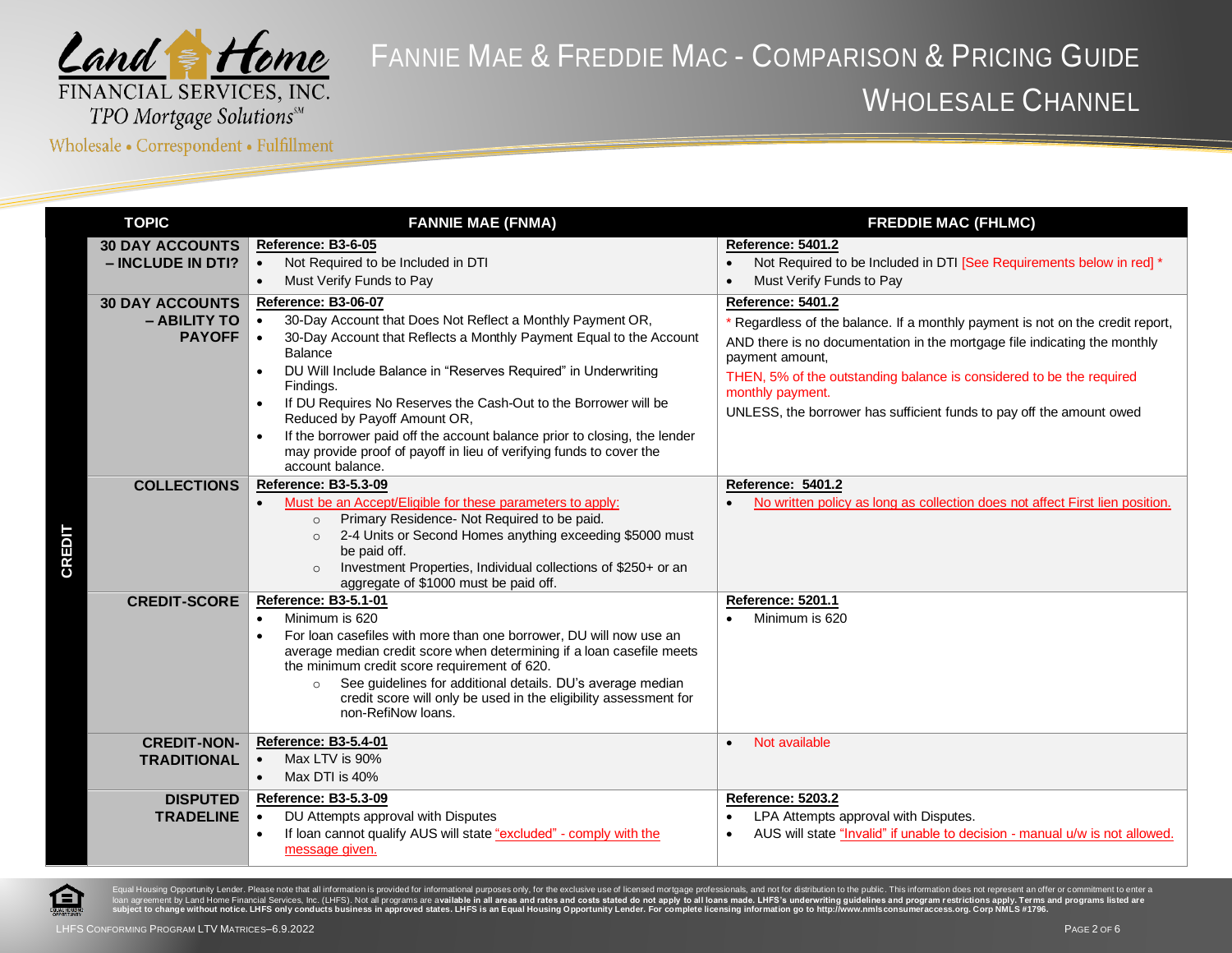# FANNIE MAE & FREDDIE MAC - COMPARISON & PRICING GUIDE
## WHOLESALE CHANNEL

| | TOPIC | FANNIE MAE (FNMA) | FREDDIE MAC (FHLMC) |
|---|---|---|---|
| CREDIT | **30 DAY ACCOUNTS – INCLUDE IN DTI?** | **Reference: B3-6-05**<br>• Not Required to be Included in DTI<br>• Must Verify Funds to Pay | **Reference: 5401.2**<br>• Not Required to be Included in DTI [See Requirements below in red] *<br>• Must Verify Funds to Pay |
| | **30 DAY ACCOUNTS – ABILITY TO PAYOFF** | **Reference: B3-06-07**<br>• 30-Day Account that Does Not Reflect a Monthly Payment OR,<br>• 30-Day Account that Reflects a Monthly Payment Equal to the Account Balance<br>• DU Will Include Balance in "Reserves Required" in Underwriting Findings.<br>• If DU Requires No Reserves the Cash-Out to the Borrower will be Reduced by Payoff Amount OR,<br>• If the borrower paid off the account balance prior to closing, the lender may provide proof of payoff in lieu of verifying funds to cover the account balance. | **Reference: 5401.2**<br>* Regardless of the balance. If a monthly payment is not on the credit report, AND there is no documentation in the mortgage file indicating the monthly payment amount,<br>THEN, 5% of the outstanding balance is considered to be the required monthly payment.<br>UNLESS, the borrower has sufficient funds to pay off the amount owed |
| | **COLLECTIONS** | **Reference: B3-5.3-09**<br>• Must be an Accept/Eligible for these parameters to apply:<br>  ○ Primary Residence- Not Required to be paid.<br>  ○ 2-4 Units or Second Homes anything exceeding $5000 must be paid off.<br>  ○ Investment Properties, Individual collections of $250+ or an aggregate of $1000 must be paid off. | **Reference: 5401.2**<br>• No written policy as long as collection does not affect First lien position. |
| | **CREDIT-SCORE** | **Reference: B3-5.1-01**<br>• Minimum is 620<br>• For loan casefiles with more than one borrower, DU will now use an average median credit score when determining if a loan casefile meets the minimum credit score requirement of 620.<br>  ○ See guidelines for additional details. DU's average median credit score will only be used in the eligibility assessment for non-RefiNow loans. | **Reference: 5201.1**<br>• Minimum is 620 |
| | **CREDIT-NON-TRADITIONAL** | **Reference: B3-5.4-01**<br>• Max LTV is 90%<br>• Max DTI is 40% | • Not available |
| | **DISPUTED TRADELINE** | **Reference: B3-5.3-09**<br>• DU Attempts approval with Disputes<br>• If loan cannot qualify AUS will state "excluded" - comply with the message given. | **Reference: 5203.2**<br>• LPA Attempts approval with Disputes.<br>• AUS will state "Invalid" if unable to decision - manual u/w is not allowed. |

Equal Housing Opportunity Lender. Please note that all information is provided for informational purposes only, for the exclusive use of licensed mortgage professionals, and not for distribution to the public. This information does not represent an offer or commitment to enter a loan agreement by Land Home Financial Services, Inc. (LHFS). Not all programs are **available in all areas and rates and costs stated do not apply to all loans made. LHFS's underwriting guidelines and program restrictions apply. Terms and programs listed are subject to change without notice. LHFS only conducts business in approved states. LHFS is an Equal Housing Opportunity Lender. For complete licensing information go to http://www.nmlsconsumeraccess.org. Corp NMLS #1796.**

LHFS CONFORMING PROGRAM LTV MATRICES–6.9.2022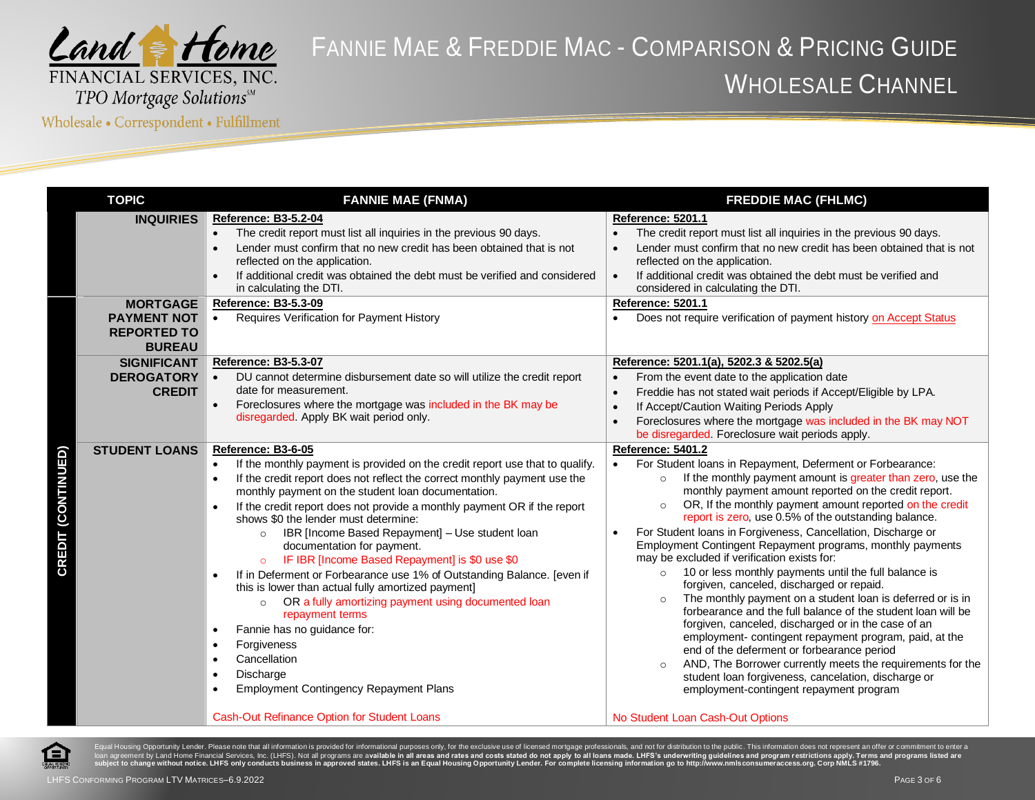# Fannie Mae & Freddie Mac - Comparison & Pricing Guide

## Wholesale Channel

| | TOPIC | FANNIE MAE (FNMA) | FREDDIE MAC (FHLMC) |
|---|---|---|---|
| | **INQUIRIES** | **Reference: B3-5.2-04**<br>• The credit report must list all inquiries in the previous 90 days.<br>• Lender must confirm that no new credit has been obtained that is not reflected on the application.<br>• If additional credit was obtained the debt must be verified and considered in calculating the DTI. | **Reference: 5201.1**<br>• The credit report must list all inquiries in the previous 90 days.<br>• Lender must confirm that no new credit has been obtained that is not reflected on the application.<br>• If additional credit was obtained the debt must be verified and considered in calculating the DTI. |
| **CREDIT (CONTINUED)** | **MORTGAGE PAYMENT NOT REPORTED TO BUREAU** | **Reference: B3-5.3-09**<br>• Requires Verification for Payment History | **Reference: 5201.1**<br>• Does not require verification of payment history on Accept Status |
| | **SIGNIFICANT DEROGATORY CREDIT** | **Reference: B3-5.3-07**<br>• DU cannot determine disbursement date so will utilize the credit report date for measurement.<br>• Foreclosures where the mortgage was included in the BK may be disregarded. Apply BK wait period only. | **Reference: 5201.1(a), 5202.3 & 5202.5(a)**<br>• From the event date to the application date<br>• Freddie has not stated wait periods if Accept/Eligible by LPA.<br>• If Accept/Caution Waiting Periods Apply<br>• Foreclosures where the mortgage was included in the BK may NOT be disregarded. Foreclosure wait periods apply. |
| | **STUDENT LOANS** | **Reference: B3-6-05**<br>• If the monthly payment is provided on the credit report use that to qualify.<br>• If the credit report does not reflect the correct monthly payment use the monthly payment on the student loan documentation.<br>• If the credit report does not provide a monthly payment OR if the report shows $0 the lender must determine:<br>&nbsp;&nbsp;&nbsp;&nbsp;○ IBR [Income Based Repayment] – Use student loan documentation for payment.<br>&nbsp;&nbsp;&nbsp;&nbsp;○ IF IBR [Income Based Repayment] is $0 use $0<br>• If in Deferment or Forbearance use 1% of Outstanding Balance. [even if this is lower than actual fully amortized payment]<br>&nbsp;&nbsp;&nbsp;&nbsp;○ OR a fully amortizing payment using documented loan repayment terms<br>• Fannie has no guidance for:<br>• Forgiveness<br>• Cancellation<br>• Discharge<br>• Employment Contingency Repayment Plans<br><br>Cash-Out Refinance Option for Student Loans | **Reference: 5401.2**<br>• For Student loans in Repayment, Deferment or Forbearance:<br>&nbsp;&nbsp;&nbsp;&nbsp;○ If the monthly payment amount is greater than zero, use the monthly payment amount reported on the credit report.<br>&nbsp;&nbsp;&nbsp;&nbsp;○ OR, If the monthly payment amount reported on the credit report is zero, use 0.5% of the outstanding balance.<br>• For Student loans in Forgiveness, Cancellation, Discharge or Employment Contingent Repayment programs, monthly payments may be excluded if verification exists for:<br>&nbsp;&nbsp;&nbsp;&nbsp;○ 10 or less monthly payments until the full balance is forgiven, canceled, discharged or repaid.<br>&nbsp;&nbsp;&nbsp;&nbsp;○ The monthly payment on a student loan is deferred or is in forbearance and the full balance of the student loan will be forgiven, canceled, discharged or in the case of an employment- contingent repayment program, paid, at the end of the deferment or forbearance period<br>&nbsp;&nbsp;&nbsp;&nbsp;○ AND, The Borrower currently meets the requirements for the student loan forgiveness, cancelation, discharge or employment-contingent repayment program<br><br>No Student Loan Cash-Out Options |

Equal Housing Opportunity Lender. Please note that all information is provided for informational purposes only, for the exclusive use of licensed mortgage professionals, and not for distribution to the public. This information does not represent an offer or commitment to enter a loan agreement by Land Home Financial Services, Inc. (LHFS). Not all programs are **available in all areas and rates and costs stated do not apply to all loans made. LHFS's underwriting guidelines and program restrictions apply. Terms and programs listed are subject to change without notice. LHFS only conducts business in approved states. LHFS is an Equal Housing Opportunity Lender. For complete licensing information go to http://www.nmlsconsumeraccess.org. Corp NMLS #1796.**

LHFS Conforming Program LTV Matrices–6.9.2022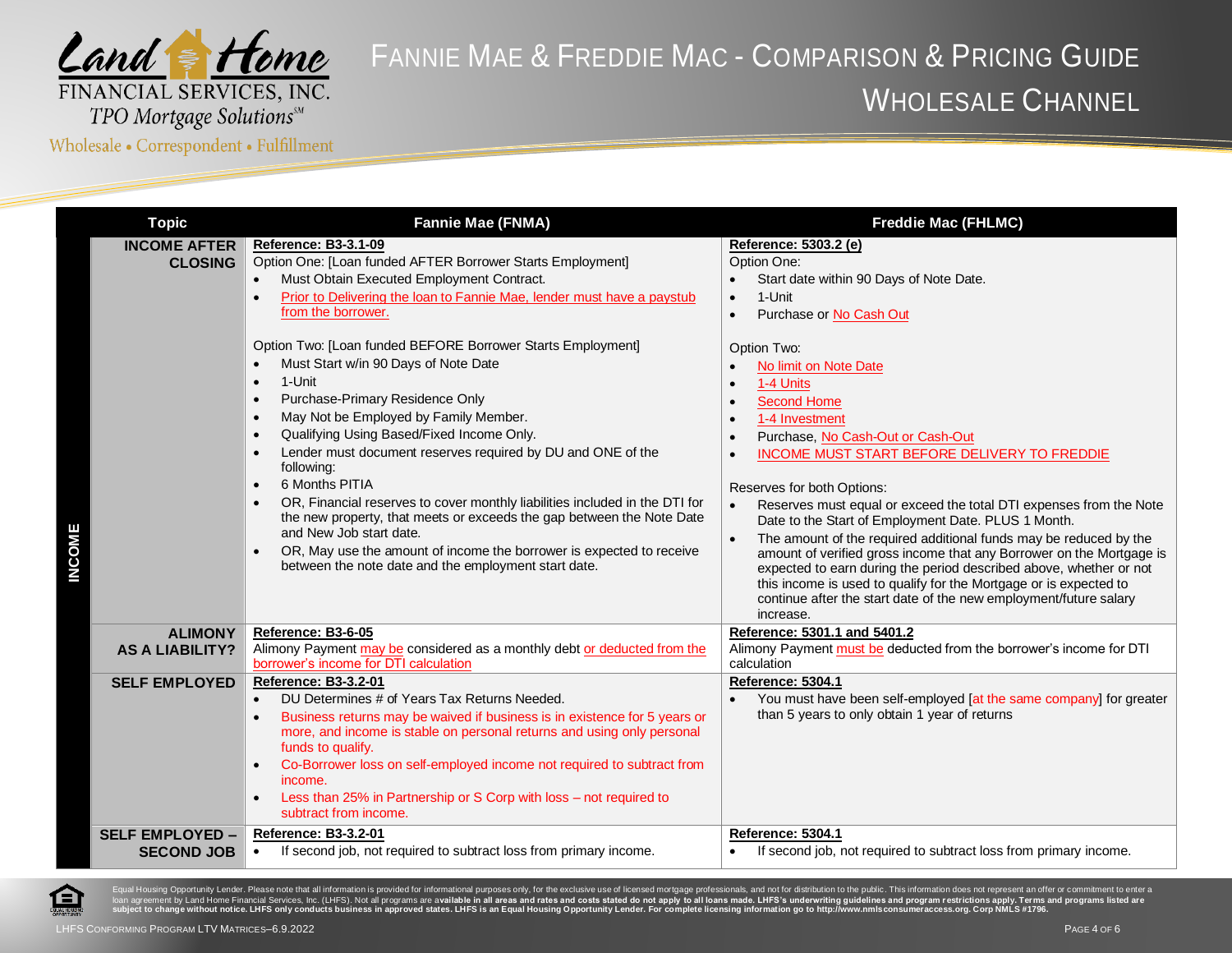# FANNIE MAE & FREDDIE MAC - COMPARISON & PRICING GUIDE
## WHOLESALE CHANNEL

| | Topic | Fannie Mae (FNMA) | Freddie Mac (FHLMC) |
|---|---|---|---|
| INCOME | INCOME AFTER CLOSING | **Reference: B3-3.1-09**<br>Option One: [Loan funded AFTER Borrower Starts Employment]<br>• Must Obtain Executed Employment Contract.<br>• Prior to Delivering the loan to Fannie Mae, lender must have a paystub from the borrower.<br><br>Option Two: [Loan funded BEFORE Borrower Starts Employment]<br>• Must Start w/in 90 Days of Note Date<br>• 1-Unit<br>• Purchase-Primary Residence Only<br>• May Not be Employed by Family Member.<br>• Qualifying Using Based/Fixed Income Only.<br>• Lender must document reserves required by DU and ONE of the following:<br>• 6 Months PITIA<br>• OR, Financial reserves to cover monthly liabilities included in the DTI for the new property, that meets or exceeds the gap between the Note Date and New Job start date.<br>• OR, May use the amount of income the borrower is expected to receive between the note date and the employment start date. | **Reference: 5303.2 (e)**<br>Option One:<br>• Start date within 90 Days of Note Date.<br>• 1-Unit<br>• Purchase or No Cash Out<br><br>Option Two:<br>• No limit on Note Date<br>• 1-4 Units<br>• Second Home<br>• 1-4 Investment<br>• Purchase, No Cash-Out or Cash-Out<br>• INCOME MUST START BEFORE DELIVERY TO FREDDIE<br><br>Reserves for both Options:<br>• Reserves must equal or exceed the total DTI expenses from the Note Date to the Start of Employment Date. PLUS 1 Month.<br>• The amount of the required additional funds may be reduced by the amount of verified gross income that any Borrower on the Mortgage is expected to earn during the period described above, whether or not this income is used to qualify for the Mortgage or is expected to continue after the start date of the new employment/future salary increase. |
| | ALIMONY AS A LIABILITY? | **Reference: B3-6-05**<br>Alimony Payment may be considered as a monthly debt or deducted from the borrower's income for DTI calculation | **Reference: 5301.1 and 5401.2**<br>Alimony Payment must be deducted from the borrower's income for DTI calculation |
| | SELF EMPLOYED | **Reference: B3-3.2-01**<br>• DU Determines # of Years Tax Returns Needed.<br>• Business returns may be waived if business is in existence for 5 years or more, and income is stable on personal returns and using only personal funds to qualify.<br>• Co-Borrower loss on self-employed income not required to subtract from income.<br>• Less than 25% in Partnership or S Corp with loss – not required to subtract from income. | **Reference: 5304.1**<br>• You must have been self-employed [at the same company] for greater than 5 years to only obtain 1 year of returns |
| | SELF EMPLOYED – SECOND JOB | **Reference: B3-3.2-01**<br>• If second job, not required to subtract loss from primary income. | **Reference: 5304.1**<br>• If second job, not required to subtract loss from primary income. |

Equal Housing Opportunity Lender. Please note that all information is provided for informational purposes only, for the exclusive use of licensed mortgage professionals, and not for distribution to the public. This information does not represent an offer or commitment to enter a loan agreement by Land Home Financial Services, Inc. (LHFS). Not all programs are **available in all areas and rates and costs stated do not apply to all loans made. LHFS's underwriting guidelines and program restrictions apply. Terms and programs listed are subject to change without notice. LHFS only conducts business in approved states. LHFS is an Equal Housing Opportunity Lender. For complete licensing information go to http://www.nmlsconsumeraccess.org. Corp NMLS #1796.**

LHFS CONFORMING PROGRAM LTV MATRICES–6.9.2022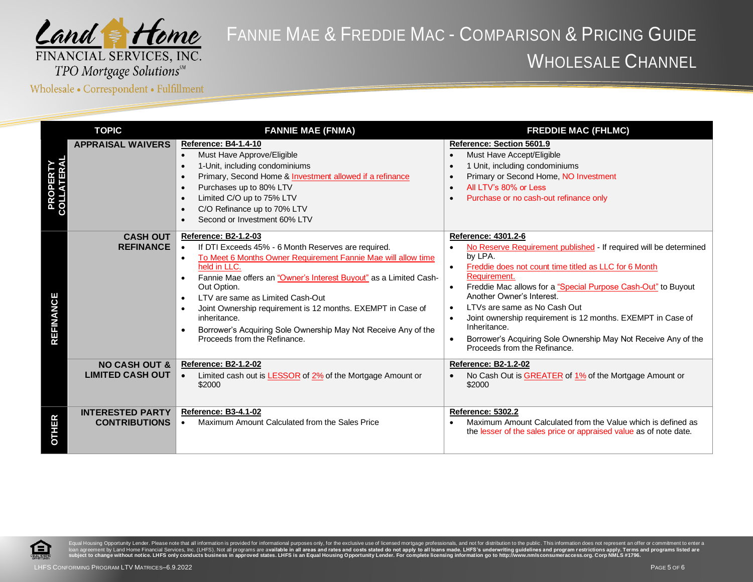# Fannie Mae & Freddie Mac - Comparison & Pricing Guide
## Wholesale Channel

| | TOPIC | FANNIE MAE (FNMA) | FREDDIE MAC (FHLMC) |
|---|---|---|---|
| PROPERTY COLLATERAL | APPRAISAL WAIVERS | **Reference: B4-1.4-10**<br>• Must Have Approve/Eligible<br>• 1-Unit, including condominiums<br>• Primary, Second Home & Investment allowed if a refinance<br>• Purchases up to 80% LTV<br>• Limited C/O up to 75% LTV<br>• C/O Refinance up to 70% LTV<br>• Second or Investment 60% LTV | **Reference: Section 5601.9**<br>• Must Have Accept/Eligible<br>• 1 Unit, including condominiums<br>• Primary or Second Home, NO Investment<br>• All LTV's 80% or Less<br>• Purchase or no cash-out refinance only |
| REFINANCE | CASH OUT REFINANCE | **Reference: B2-1.2-03**<br>• If DTI Exceeds 45% - 6 Month Reserves are required.<br>• To Meet 6 Months Owner Requirement Fannie Mae will allow time held in LLC.<br>• Fannie Mae offers an "Owner's Interest Buyout" as a Limited Cash-Out Option.<br>• LTV are same as Limited Cash-Out<br>• Joint Ownership requirement is 12 months. EXEMPT in Case of inheritance.<br>• Borrower's Acquiring Sole Ownership May Not Receive Any of the Proceeds from the Refinance. | **Reference: 4301.2-6**<br>• No Reserve Requirement published - If required will be determined by LPA.<br>• Freddie does not count time titled as LLC for 6 Month Requirement.<br>• Freddie Mac allows for a "Special Purpose Cash-Out" to Buyout Another Owner's Interest.<br>• LTVs are same as No Cash Out<br>• Joint ownership requirement is 12 months. EXEMPT in Case of Inheritance.<br>• Borrower's Acquiring Sole Ownership May Not Receive Any of the Proceeds from the Refinance. |
| | NO CASH OUT & LIMITED CASH OUT | **Reference: B2-1.2-02**<br>• Limited cash out is LESSOR of 2% of the Mortgage Amount or $2000 | **Reference: B2-1.2-02**<br>• No Cash Out is GREATER of 1% of the Mortgage Amount or $2000 |
| OTHER | INTERESTED PARTY CONTRIBUTIONS | **Reference: B3-4.1-02**<br>• Maximum Amount Calculated from the Sales Price | **Reference: 5302.2**<br>• Maximum Amount Calculated from the Value which is defined as the lesser of the sales price or appraised value as of note date. |

Equal Housing Opportunity Lender. Please note that all information is provided for informational purposes only, for the exclusive use of licensed mortgage professionals, and not for distribution to the public. This information does not represent an offer or commitment to enter a loan agreement by Land Home Financial Services, Inc. (LHFS). Not all programs are available in all areas and rates and costs stated do not apply to all loans made. LHFS's underwriting guidelines and program restrictions apply. Terms and programs listed are subject to change without notice. LHFS only conducts business in approved states. LHFS is an Equal Housing Opportunity Lender. For complete licensing information go to http://www.nmlsconsumeraccess.org. Corp NMLS #1796.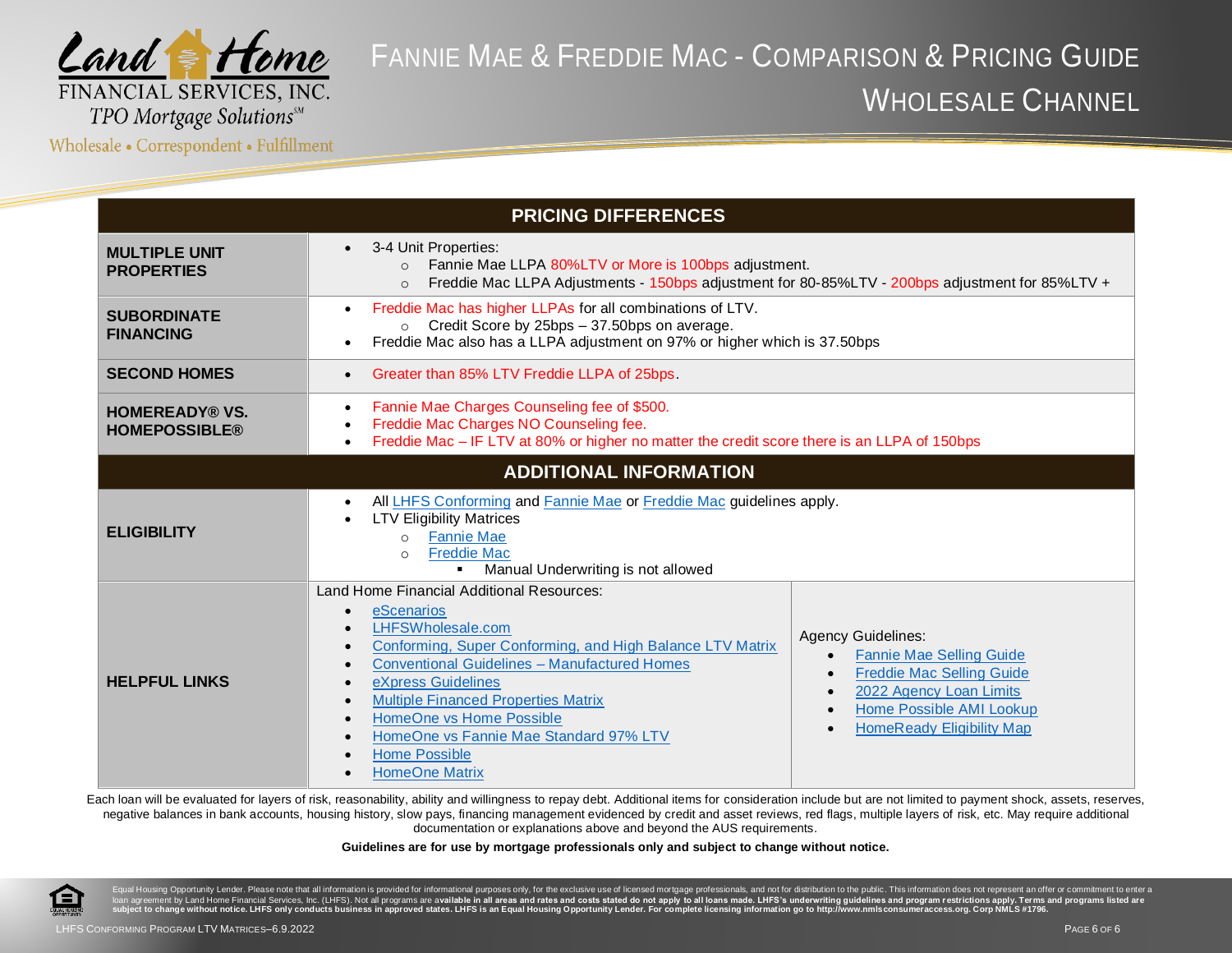# Fannie Mae & Freddie Mac - Comparison & Pricing Guide
## Wholesale Channel

| PRICING DIFFERENCES | |
|---|---|
| **MULTIPLE UNIT PROPERTIES** | • 3-4 Unit Properties:<br>◦ Fannie Mae LLPA 80%LTV or More is 100bps adjustment.<br>◦ Freddie Mac LLPA Adjustments - 150bps adjustment for 80-85%LTV - 200bps adjustment for 85%LTV + |
| **SUBORDINATE FINANCING** | • Freddie Mac has higher LLPAs for all combinations of LTV.<br>◦ Credit Score by 25bps – 37.50bps on average.<br>• Freddie Mac also has a LLPA adjustment on 97% or higher which is 37.50bps |
| **SECOND HOMES** | • Greater than 85% LTV Freddie LLPA of 25bps. |
| **HOMEREADY® VS. HOMEPOSSIBLE®** | • Fannie Mae Charges Counseling fee of $500.<br>• Freddie Mac Charges NO Counseling fee.<br>• Freddie Mac – IF LTV at 80% or higher no matter the credit score there is an LLPA of 150bps |

| ADDITIONAL INFORMATION | | |
|---|---|---|
| **ELIGIBILITY** | • All LHFS Conforming and Fannie Mae or Freddie Mac guidelines apply.<br>• LTV Eligibility Matrices<br>◦ Fannie Mae<br>◦ Freddie Mac<br>▪ Manual Underwriting is not allowed | |
| **HELPFUL LINKS** | Land Home Financial Additional Resources:<br>• eScenarios<br>• LHFSWholesale.com<br>• Conforming, Super Conforming, and High Balance LTV Matrix<br>• Conventional Guidelines – Manufactured Homes<br>• eXpress Guidelines<br>• Multiple Financed Properties Matrix<br>• HomeOne vs Home Possible<br>• HomeOne vs Fannie Mae Standard 97% LTV<br>• Home Possible<br>• HomeOne Matrix | Agency Guidelines:<br>• Fannie Mae Selling Guide<br>• Freddie Mac Selling Guide<br>• 2022 Agency Loan Limits<br>• Home Possible AMI Lookup<br>• HomeReady Eligibility Map |

Each loan will be evaluated for layers of risk, reasonability, ability and willingness to repay debt. Additional items for consideration include but are not limited to payment shock, assets, reserves, negative balances in bank accounts, housing history, slow pays, financing management evidenced by credit and asset reviews, red flags, multiple layers of risk, etc. May require additional documentation or explanations above and beyond the AUS requirements.

**Guidelines are for use by mortgage professionals only and subject to change without notice.**

Equal Housing Opportunity Lender. Please note that all information is provided for informational purposes only, for the exclusive use of licensed mortgage professionals, and not for distribution to the public. This information does not represent an offer or commitment to enter a loan agreement by Land Home Financial Services, Inc. (LHFS). Not all programs are **available in all areas and rates and costs stated do not apply to all loans made. LHFS's underwriting guidelines and program restrictions apply. Terms and programs listed are subject to change without notice. LHFS only conducts business in approved states. LHFS is an Equal Housing Opportunity Lender. For complete licensing information go to http://www.nmlsconsumeraccess.org. Corp NMLS #1796.**